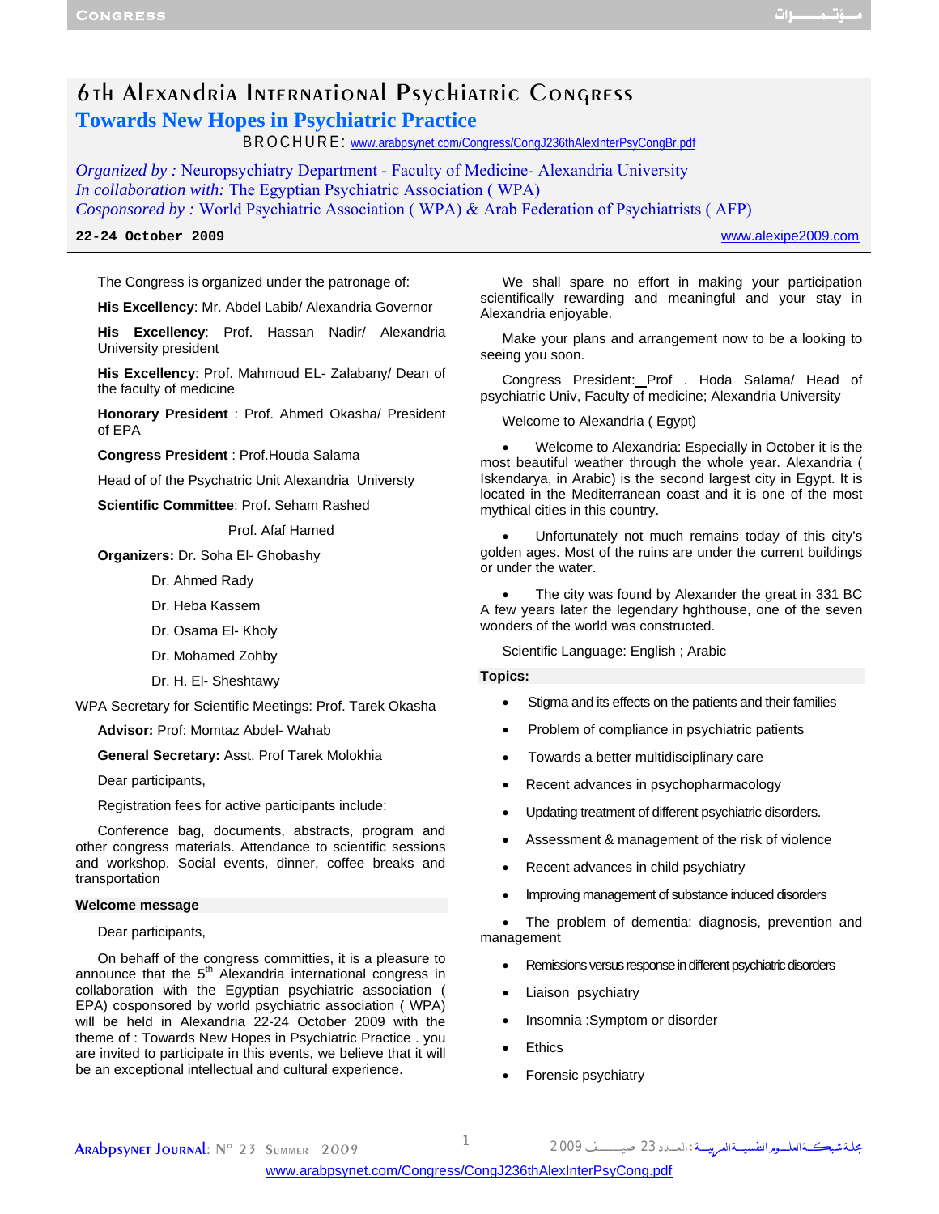# 6th Alexandria International Psychiatric Congress

## Towards New Hopes in Psychiatric Practice

BROCHURE: www.arabpsynet.com/Congress/CongJ236thAlexInterPsyCongBr.pdf

*Organized by :* Neuropsychiatry Department - Faculty of Medicine- Alexandria University
*In collaboration with:* The Egyptian Psychiatric Association ( WPA)
*Cosponsored by :* World Psychiatric Association ( WPA) & Arab Federation of Psychiatrists ( AFP)

**22-24 October 2009** www.alexipe2009.com

The Congress is organized under the patronage of:

**His Excellency**: Mr. Abdel Labib/ Alexandria Governor

**His Excellency**: Prof. Hassan Nadir/ Alexandria University president

**His Excellency**: Prof. Mahmoud EL- Zalabany/ Dean of the faculty of medicine

**Honorary President** : Prof. Ahmed Okasha/ President of EPA

**Congress President** : Prof.Houda Salama

Head of of the Psychatric Unit Alexandria Universty

**Scientific Committee**: Prof. Seham Rashed

Prof. Afaf Hamed

**Organizers:** Dr. Soha El- Ghobashy

Dr. Ahmed Rady

Dr. Heba Kassem

Dr. Osama El- Kholy

Dr. Mohamed Zohby

Dr. H. El- Sheshtawy

WPA Secretary for Scientific Meetings: Prof. Tarek Okasha

**Advisor:** Prof: Momtaz Abdel- Wahab

**General Secretary:** Asst. Prof Tarek Molokhia

Dear participants,

Registration fees for active participants include:

Conference bag, documents, abstracts, program and other congress materials. Attendance to scientific sessions and workshop. Social events, dinner, coffee breaks and transportation

**Welcome message**

Dear participants,

On behaff of the congress committies, it is a pleasure to announce that the 5th Alexandria international congress in collaboration with the Egyptian psychiatric association ( EPA) cosponsored by world psychiatric association ( WPA) will be held in Alexandria 22-24 October 2009 with the theme of : Towards New Hopes in Psychiatric Practice . you are invited to participate in this events, we believe that it will be an exceptional intellectual and cultural experience.

We shall spare no effort in making your participation scientifically rewarding and meaningful and your stay in Alexandria enjoyable.

Make your plans and arrangement now to be a looking to seeing you soon.

Congress President: Prof . Hoda Salama/ Head of psychiatric Univ, Faculty of medicine; Alexandria University

Welcome to Alexandria ( Egypt)

- Welcome to Alexandria: Especially in October it is the most beautiful weather through the whole year. Alexandria ( Iskendarya, in Arabic) is the second largest city in Egypt. It is located in the Mediterranean coast and it is one of the most mythical cities in this country.
- Unfortunately not much remains today of this city's golden ages. Most of the ruins are under the current buildings or under the water.
- The city was found by Alexander the great in 331 BC A few years later the legendary hghthouse, one of the seven wonders of the world was constructed.

Scientific Language: English ; Arabic

**Topics:**

- Stigma and its effects on the patients and their families
- Problem of compliance in psychiatric patients
- Towards a better multidisciplinary care
- Recent advances in psychopharmacology
- Updating treatment of different psychiatric disorders.
- Assessment & management of the risk of violence
- Recent advances in child psychiatry
- Improving management of substance induced disorders
- The problem of dementia: diagnosis, prevention and management
- Remissions versus response in different psychiatric disorders
- Liaison psychiatry
- Insomnia :Symptom or disorder
- Ethics
- Forensic psychiatry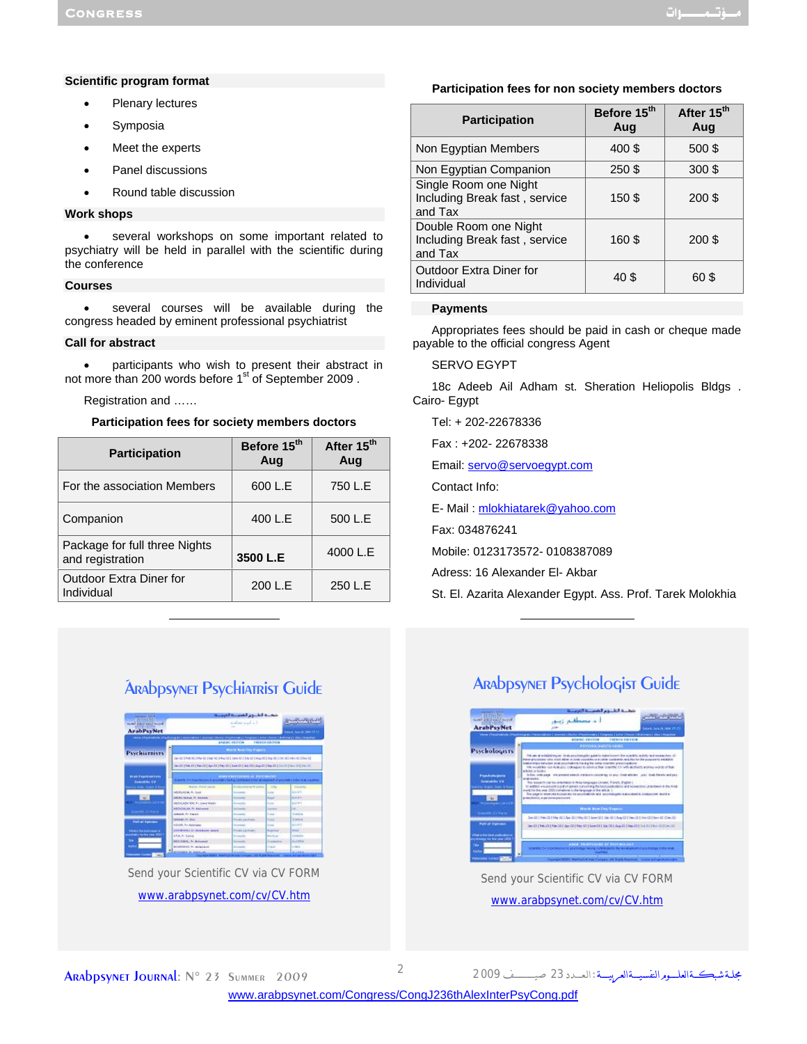## Scientific program format

- Plenary lectures
- Symposia
- Meet the experts
- Panel discussions
- Round table discussion

## Work shops

- several workshops on some important related to psychiatry will be held in parallel with the scientific during the conference

## Courses

- several courses will be available during the congress headed by eminent professional psychiatrist

## Call for abstract

- participants who wish to present their abstract in not more than 200 words before 1st of September 2009 .

Registration and ……

**Participation fees for society members doctors**

| Participation | Before 15th Aug | After 15th Aug |
|---|---|---|
| For the association Members | 600 L.E | 750 L.E |
| Companion | 400 L.E | 500 L.E |
| Package for full three Nights and registration | **3500 L.E** | 4000 L.E |
| Outdoor Extra Diner for Individual | 200 L.E | 250 L.E |

**Participation fees for non society members doctors**

| Participation | Before 15th Aug | After 15th Aug |
|---|---|---|
| Non Egyptian Members | 400 $ | 500 $ |
| Non Egyptian Companion | 250 $ | 300 $ |
| Single Room one Night Including Break fast , service and Tax | 150 $ | 200 $ |
| Double Room one Night Including Break fast , service and Tax | 160 $ | 200 $ |
| Outdoor Extra Diner for Individual | 40 $ | 60 $ |

## Payments

Appropriates fees should be paid in cash or cheque made payable to the official congress Agent

SERVO EGYPT

18c Adeeb Ail Adham st. Sheration Heliopolis Bldgs . Cairo- Egypt

Tel: + 202-22678336

Fax : +202- 22678338

Email: servo@servoegypt.com

Contact Info:

E- Mail : mlokhiatarek@yahoo.com

Fax: 034876241

Mobile: 0123173572- 0108387089

Adress: 16 Alexander El- Akbar

St. El. Azarita Alexander Egypt. Ass. Prof. Tarek Molokhia

---

**Arabpsynet Psychiatrist Guide**

Send your Scientific CV via CV FORM

www.arabpsynet.com/cv/CV.htm

**Arabpsynet Psychologist Guide**

Send your Scientific CV via CV FORM

www.arabpsynet.com/cv/CV.htm

www.arabpsynet.com/Congress/CongJ236thAlexInterPsyCong.pdf